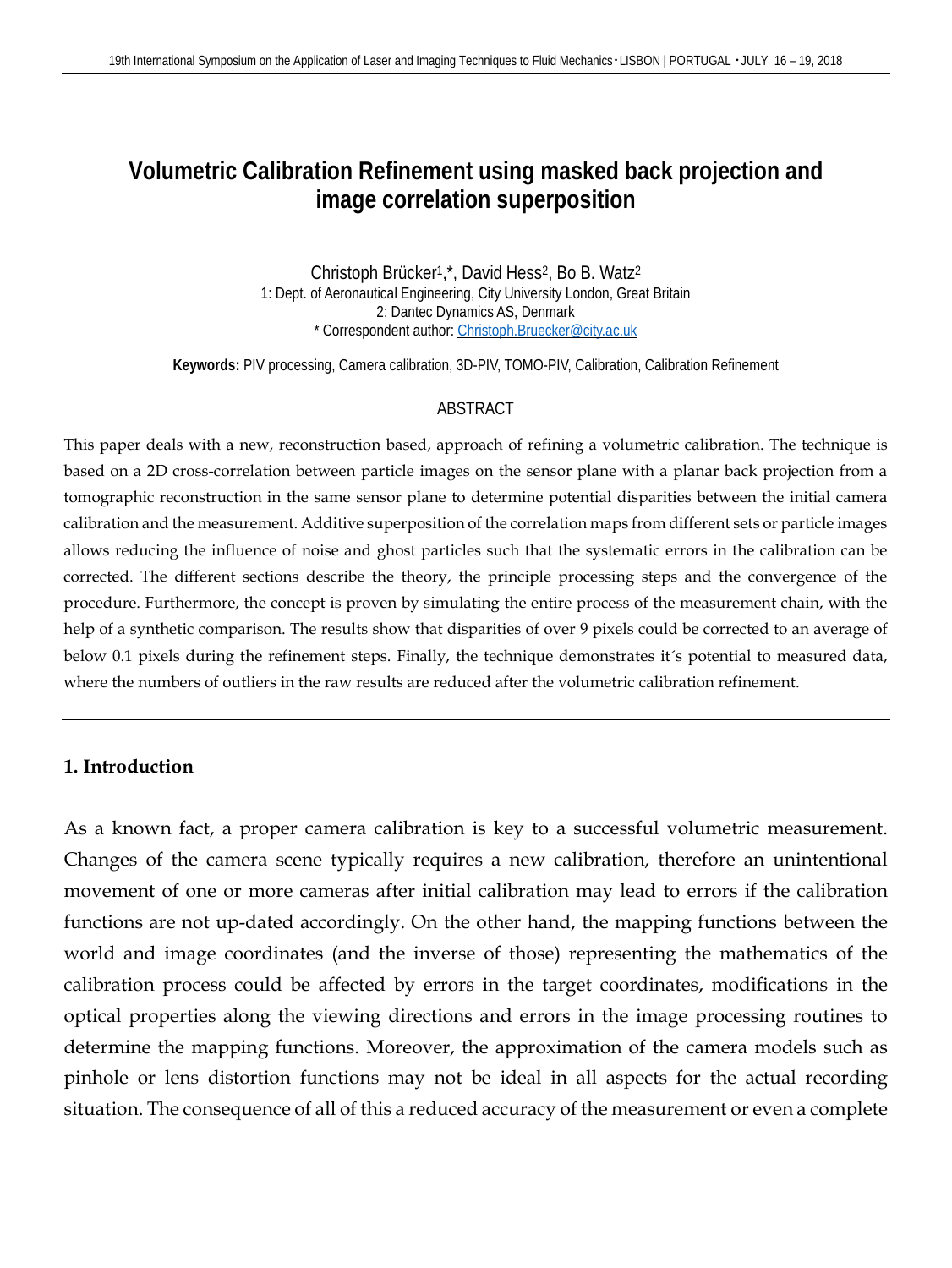# Volumetric Calibration Refinement using masked back projection and image correlation superposition

Christoph Brücker[1],*, David Hess[2], Bo B. Watz[2]

1: Dept. of Aeronautical Engineering, City University London, Great Britain

2: Dantec Dynamics AS, Denmark

* Correspondent author: Christoph.Bruecker@city.ac.uk

**Keywords:** PIV processing, Camera calibration, 3D-PIV, TOMO-PIV, Calibration, Calibration Refinement

## ABSTRACT

This paper deals with a new, reconstruction based, approach of refining a volumetric calibration. The technique is based on a 2D cross-correlation between particle images on the sensor plane with a planar back projection from a tomographic reconstruction in the same sensor plane to determine potential disparities between the initial camera calibration and the measurement. Additive superposition of the correlation maps from different sets or particle images allows reducing the influence of noise and ghost particles such that the systematic errors in the calibration can be corrected. The different sections describe the theory, the principle processing steps and the convergence of the procedure. Furthermore, the concept is proven by simulating the entire process of the measurement chain, with the help of a synthetic comparison. The results show that disparities of over 9 pixels could be corrected to an average of below 0.1 pixels during the refinement steps. Finally, the technique demonstrates it´s potential to measured data, where the numbers of outliers in the raw results are reduced after the volumetric calibration refinement.

## 1. Introduction

As a known fact, a proper camera calibration is key to a successful volumetric measurement. Changes of the camera scene typically requires a new calibration, therefore an unintentional movement of one or more cameras after initial calibration may lead to errors if the calibration functions are not up-dated accordingly. On the other hand, the mapping functions between the world and image coordinates (and the inverse of those) representing the mathematics of the calibration process could be affected by errors in the target coordinates, modifications in the optical properties along the viewing directions and errors in the image processing routines to determine the mapping functions. Moreover, the approximation of the camera models such as pinhole or lens distortion functions may not be ideal in all aspects for the actual recording situation. The consequence of all of this a reduced accuracy of the measurement or even a complete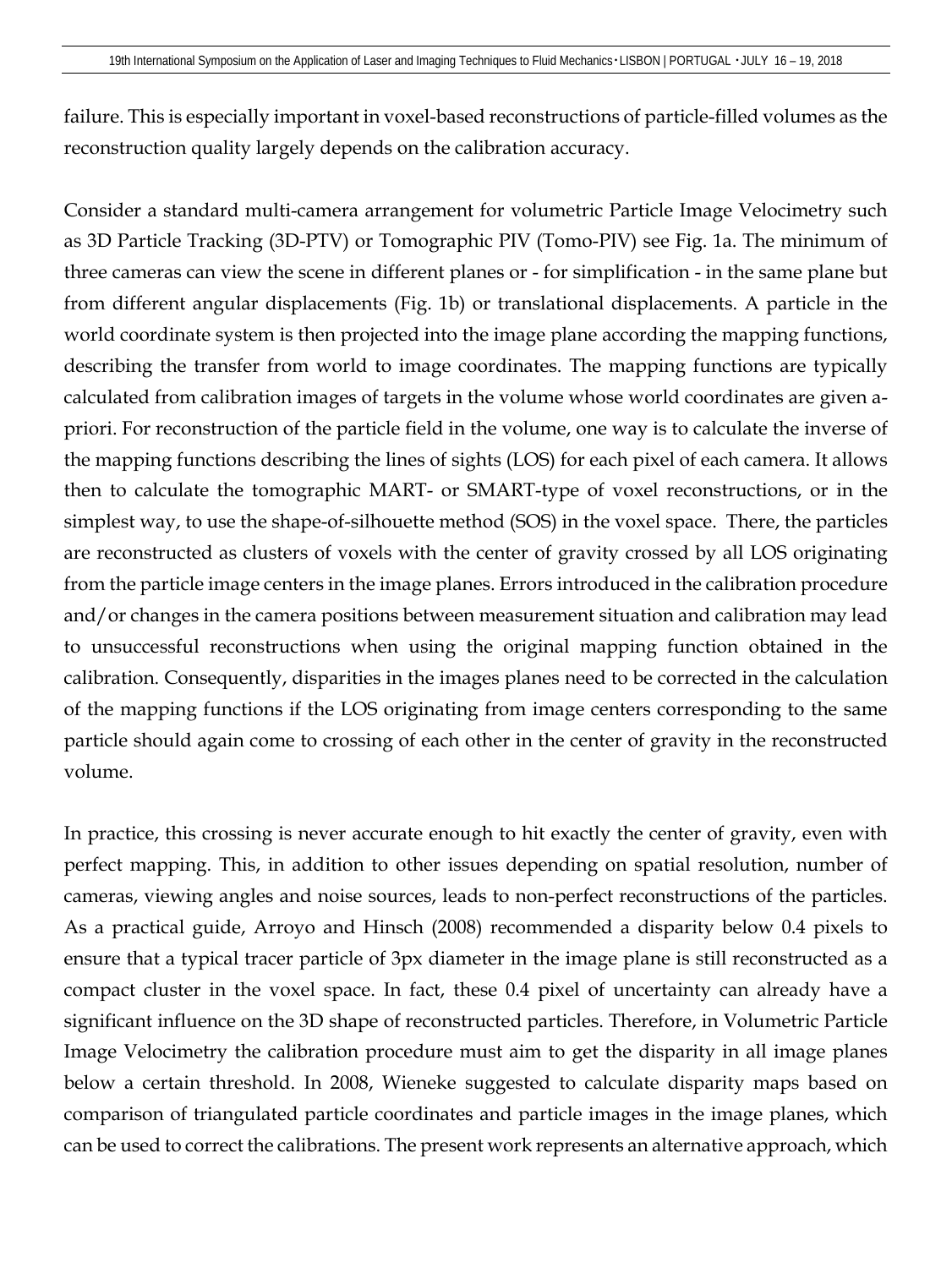failure. This is especially important in voxel-based reconstructions of particle-filled volumes as the reconstruction quality largely depends on the calibration accuracy.

Consider a standard multi-camera arrangement for volumetric Particle Image Velocimetry such as 3D Particle Tracking (3D-PTV) or Tomographic PIV (Tomo-PIV) see Fig. 1a. The minimum of three cameras can view the scene in different planes or - for simplification - in the same plane but from different angular displacements (Fig. 1b) or translational displacements. A particle in the world coordinate system is then projected into the image plane according the mapping functions, describing the transfer from world to image coordinates. The mapping functions are typically calculated from calibration images of targets in the volume whose world coordinates are given a-priori. For reconstruction of the particle field in the volume, one way is to calculate the inverse of the mapping functions describing the lines of sights (LOS) for each pixel of each camera. It allows then to calculate the tomographic MART- or SMART-type of voxel reconstructions, or in the simplest way, to use the shape-of-silhouette method (SOS) in the voxel space. There, the particles are reconstructed as clusters of voxels with the center of gravity crossed by all LOS originating from the particle image centers in the image planes. Errors introduced in the calibration procedure and/or changes in the camera positions between measurement situation and calibration may lead to unsuccessful reconstructions when using the original mapping function obtained in the calibration. Consequently, disparities in the images planes need to be corrected in the calculation of the mapping functions if the LOS originating from image centers corresponding to the same particle should again come to crossing of each other in the center of gravity in the reconstructed volume.

In practice, this crossing is never accurate enough to hit exactly the center of gravity, even with perfect mapping. This, in addition to other issues depending on spatial resolution, number of cameras, viewing angles and noise sources, leads to non-perfect reconstructions of the particles. As a practical guide, Arroyo and Hinsch (2008) recommended a disparity below 0.4 pixels to ensure that a typical tracer particle of 3px diameter in the image plane is still reconstructed as a compact cluster in the voxel space. In fact, these 0.4 pixel of uncertainty can already have a significant influence on the 3D shape of reconstructed particles. Therefore, in Volumetric Particle Image Velocimetry the calibration procedure must aim to get the disparity in all image planes below a certain threshold. In 2008, Wieneke suggested to calculate disparity maps based on comparison of triangulated particle coordinates and particle images in the image planes, which can be used to correct the calibrations. The present work represents an alternative approach, which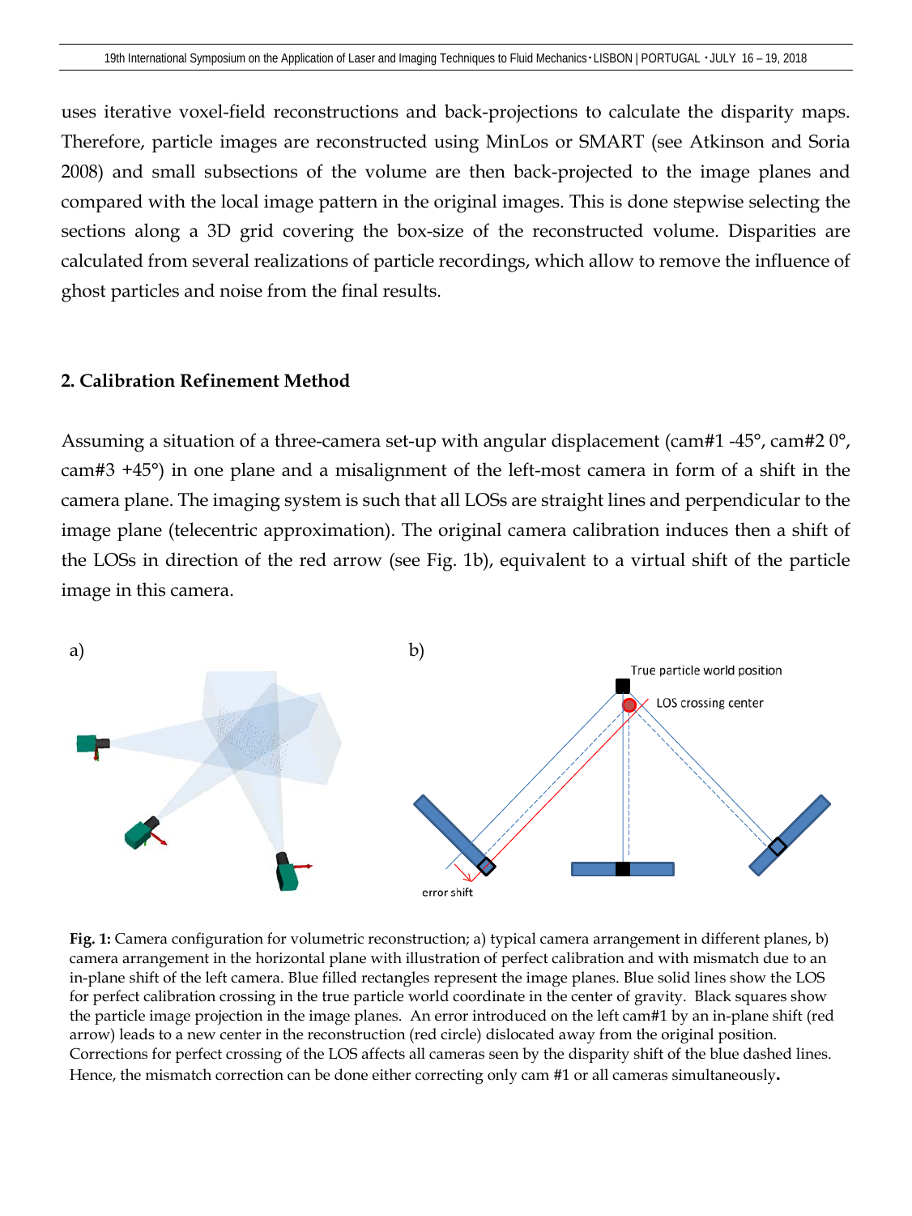uses iterative voxel-field reconstructions and back-projections to calculate the disparity maps. Therefore, particle images are reconstructed using MinLos or SMART (see Atkinson and Soria 2008) and small subsections of the volume are then back-projected to the image planes and compared with the local image pattern in the original images. This is done stepwise selecting the sections along a 3D grid covering the box-size of the reconstructed volume. Disparities are calculated from several realizations of particle recordings, which allow to remove the influence of ghost particles and noise from the final results.

## 2. Calibration Refinement Method

Assuming a situation of a three-camera set-up with angular displacement (cam#1 -45°, cam#2 0°, cam#3 +45°) in one plane and a misalignment of the left-most camera in form of a shift in the camera plane. The imaging system is such that all LOSs are straight lines and perpendicular to the image plane (telecentric approximation). The original camera calibration induces then a shift of the LOSs in direction of the red arrow (see Fig. 1b), equivalent to a virtual shift of the particle image in this camera.

**Fig. 1:** Camera configuration for volumetric reconstruction; a) typical camera arrangement in different planes, b) camera arrangement in the horizontal plane with illustration of perfect calibration and with mismatch due to an in-plane shift of the left camera. Blue filled rectangles represent the image planes. Blue solid lines show the LOS for perfect calibration crossing in the true particle world coordinate in the center of gravity. Black squares show the particle image projection in the image planes. An error introduced on the left cam#1 by an in-plane shift (red arrow) leads to a new center in the reconstruction (red circle) dislocated away from the original position. Corrections for perfect crossing of the LOS affects all cameras seen by the disparity shift of the blue dashed lines. Hence, the mismatch correction can be done either correcting only cam #1 or all cameras simultaneously**.**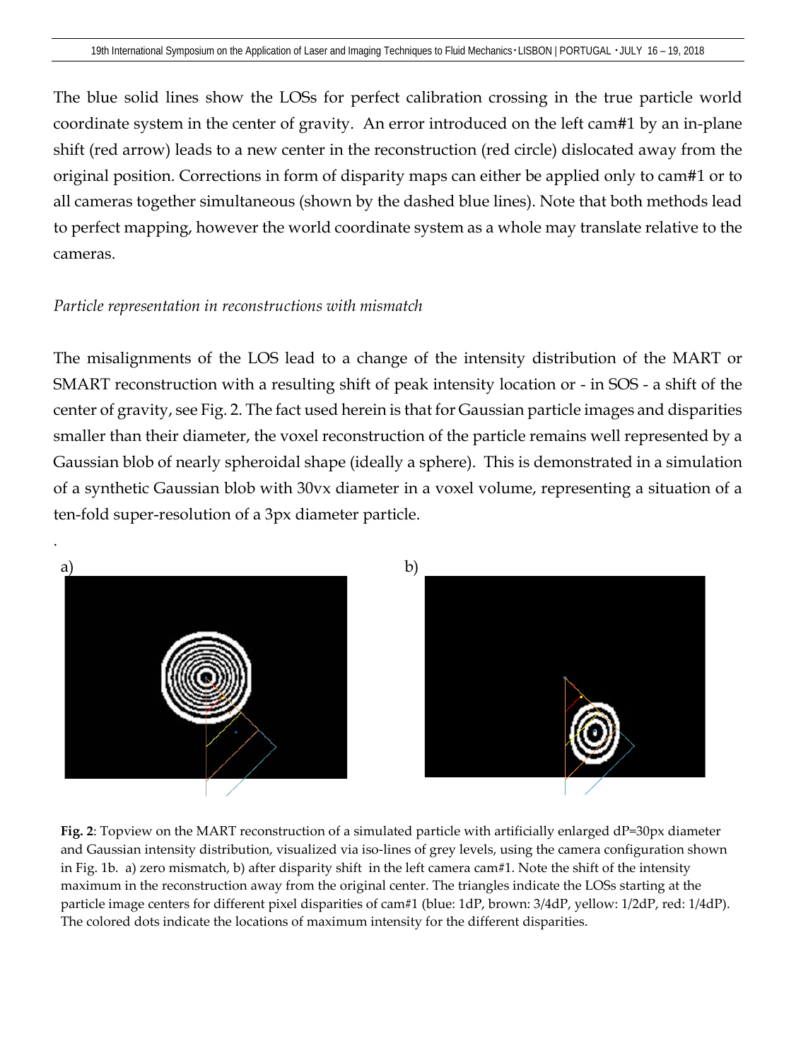The blue solid lines show the LOSs for perfect calibration crossing in the true particle world coordinate system in the center of gravity. An error introduced on the left cam#1 by an in-plane shift (red arrow) leads to a new center in the reconstruction (red circle) dislocated away from the original position. Corrections in form of disparity maps can either be applied only to cam#1 or to all cameras together simultaneous (shown by the dashed blue lines). Note that both methods lead to perfect mapping, however the world coordinate system as a whole may translate relative to the cameras.

*Particle representation in reconstructions with mismatch*

The misalignments of the LOS lead to a change of the intensity distribution of the MART or SMART reconstruction with a resulting shift of peak intensity location or - in SOS - a shift of the center of gravity, see Fig. 2. The fact used herein is that for Gaussian particle images and disparities smaller than their diameter, the voxel reconstruction of the particle remains well represented by a Gaussian blob of nearly spheroidal shape (ideally a sphere). This is demonstrated in a simulation of a synthetic Gaussian blob with 30vx diameter in a voxel volume, representing a situation of a ten-fold super-resolution of a 3px diameter particle.

a) b)

**Fig. 2**: Topview on the MART reconstruction of a simulated particle with artificially enlarged dP=30px diameter and Gaussian intensity distribution, visualized via iso-lines of grey levels, using the camera configuration shown in Fig. 1b. a) zero mismatch, b) after disparity shift in the left camera cam#1. Note the shift of the intensity maximum in the reconstruction away from the original center. The triangles indicate the LOSs starting at the particle image centers for different pixel disparities of cam#1 (blue: 1dP, brown: 3/4dP, yellow: 1/2dP, red: 1/4dP). The colored dots indicate the locations of maximum intensity for the different disparities.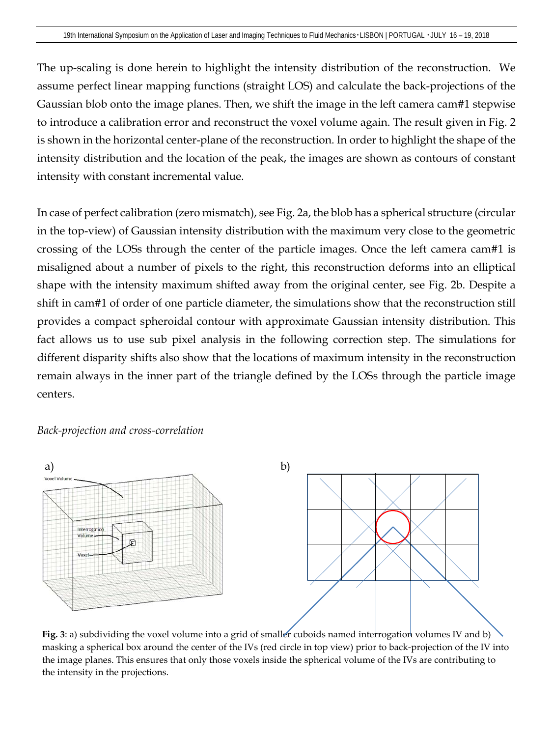The up-scaling is done herein to highlight the intensity distribution of the reconstruction. We assume perfect linear mapping functions (straight LOS) and calculate the back-projections of the Gaussian blob onto the image planes. Then, we shift the image in the left camera cam#1 stepwise to introduce a calibration error and reconstruct the voxel volume again. The result given in Fig. 2 is shown in the horizontal center-plane of the reconstruction. In order to highlight the shape of the intensity distribution and the location of the peak, the images are shown as contours of constant intensity with constant incremental value.

In case of perfect calibration (zero mismatch), see Fig. 2a, the blob has a spherical structure (circular in the top-view) of Gaussian intensity distribution with the maximum very close to the geometric crossing of the LOSs through the center of the particle images. Once the left camera cam#1 is misaligned about a number of pixels to the right, this reconstruction deforms into an elliptical shape with the intensity maximum shifted away from the original center, see Fig. 2b. Despite a shift in cam#1 of order of one particle diameter, the simulations show that the reconstruction still provides a compact spheroidal contour with approximate Gaussian intensity distribution. This fact allows us to use sub pixel analysis in the following correction step. The simulations for different disparity shifts also show that the locations of maximum intensity in the reconstruction remain always in the inner part of the triangle defined by the LOSs through the particle image centers.

*Back-projection and cross-correlation*

**Fig. 3**: a) subdividing the voxel volume into a grid of smaller cuboids named interrogation volumes IV and b) masking a spherical box around the center of the IVs (red circle in top view) prior to back-projection of the IV into the image planes. This ensures that only those voxels inside the spherical volume of the IVs are contributing to the intensity in the projections.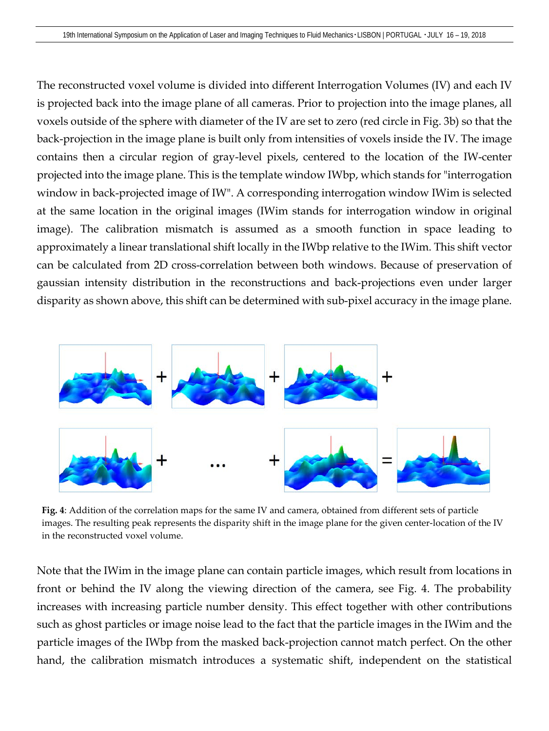The reconstructed voxel volume is divided into different Interrogation Volumes (IV) and each IV is projected back into the image plane of all cameras. Prior to projection into the image planes, all voxels outside of the sphere with diameter of the IV are set to zero (red circle in Fig. 3b) so that the back-projection in the image plane is built only from intensities of voxels inside the IV. The image contains then a circular region of gray-level pixels, centered to the location of the IW-center projected into the image plane. This is the template window IWbp, which stands for "interrogation window in back-projected image of IW". A corresponding interrogation window IWim is selected at the same location in the original images (IWim stands for interrogation window in original image). The calibration mismatch is assumed as a smooth function in space leading to approximately a linear translational shift locally in the IWbp relative to the IWim. This shift vector can be calculated from 2D cross-correlation between both windows. Because of preservation of gaussian intensity distribution in the reconstructions and back-projections even under larger disparity as shown above, this shift can be determined with sub-pixel accuracy in the image plane.

**Fig. 4**: Addition of the correlation maps for the same IV and camera, obtained from different sets of particle images. The resulting peak represents the disparity shift in the image plane for the given center-location of the IV in the reconstructed voxel volume.

Note that the IWim in the image plane can contain particle images, which result from locations in front or behind the IV along the viewing direction of the camera, see Fig. 4. The probability increases with increasing particle number density. This effect together with other contributions such as ghost particles or image noise lead to the fact that the particle images in the IWim and the particle images of the IWbp from the masked back-projection cannot match perfect. On the other hand, the calibration mismatch introduces a systematic shift, independent on the statistical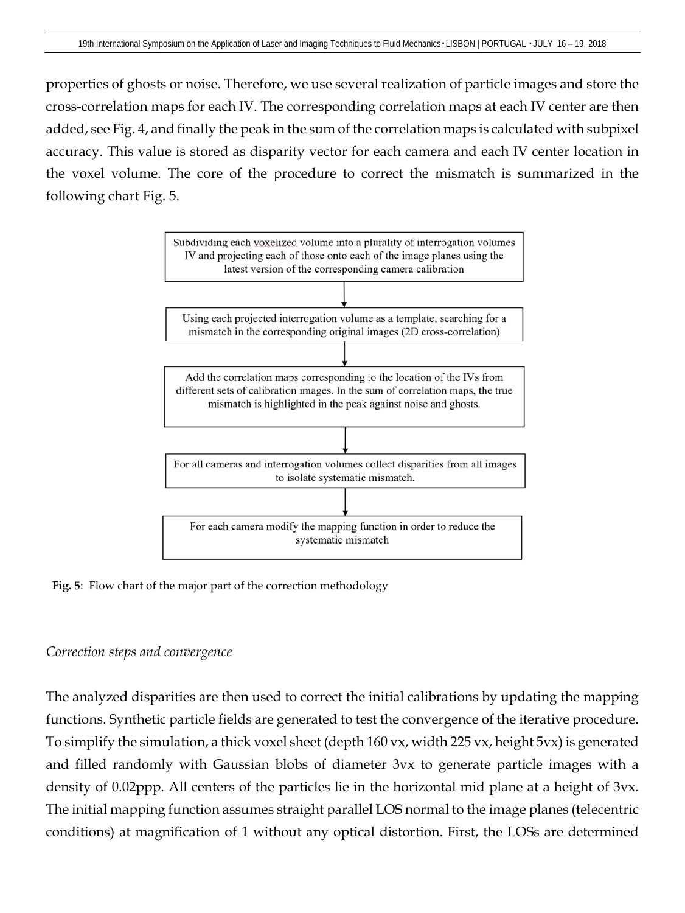properties of ghosts or noise. Therefore, we use several realization of particle images and store the cross-correlation maps for each IV. The corresponding correlation maps at each IV center are then added, see Fig. 4, and finally the peak in the sum of the correlation maps is calculated with subpixel accuracy. This value is stored as disparity vector for each camera and each IV center location in the voxel volume. The core of the procedure to correct the mismatch is summarized in the following chart Fig. 5.

Subdividing each voxelized volume into a plurality of interrogation volumes IV and projecting each of those onto each of the image planes using the latest version of the corresponding camera calibration

↓

Using each projected interrogation volume as a template, searching for a mismatch in the corresponding original images (2D cross-correlation)

↓

Add the correlation maps corresponding to the location of the IVs from different sets of calibration images. In the sum of correlation maps, the true mismatch is highlighted in the peak against noise and ghosts.

↓

For all cameras and interrogation volumes collect disparities from all images to isolate systematic mismatch.

↓

For each camera modify the mapping function in order to reduce the systematic mismatch

**Fig. 5**: Flow chart of the major part of the correction methodology

*Correction steps and convergence*

The analyzed disparities are then used to correct the initial calibrations by updating the mapping functions. Synthetic particle fields are generated to test the convergence of the iterative procedure. To simplify the simulation, a thick voxel sheet (depth 160 vx, width 225 vx, height 5vx) is generated and filled randomly with Gaussian blobs of diameter 3vx to generate particle images with a density of 0.02ppp. All centers of the particles lie in the horizontal mid plane at a height of 3vx. The initial mapping function assumes straight parallel LOS normal to the image planes (telecentric conditions) at magnification of 1 without any optical distortion. First, the LOSs are determined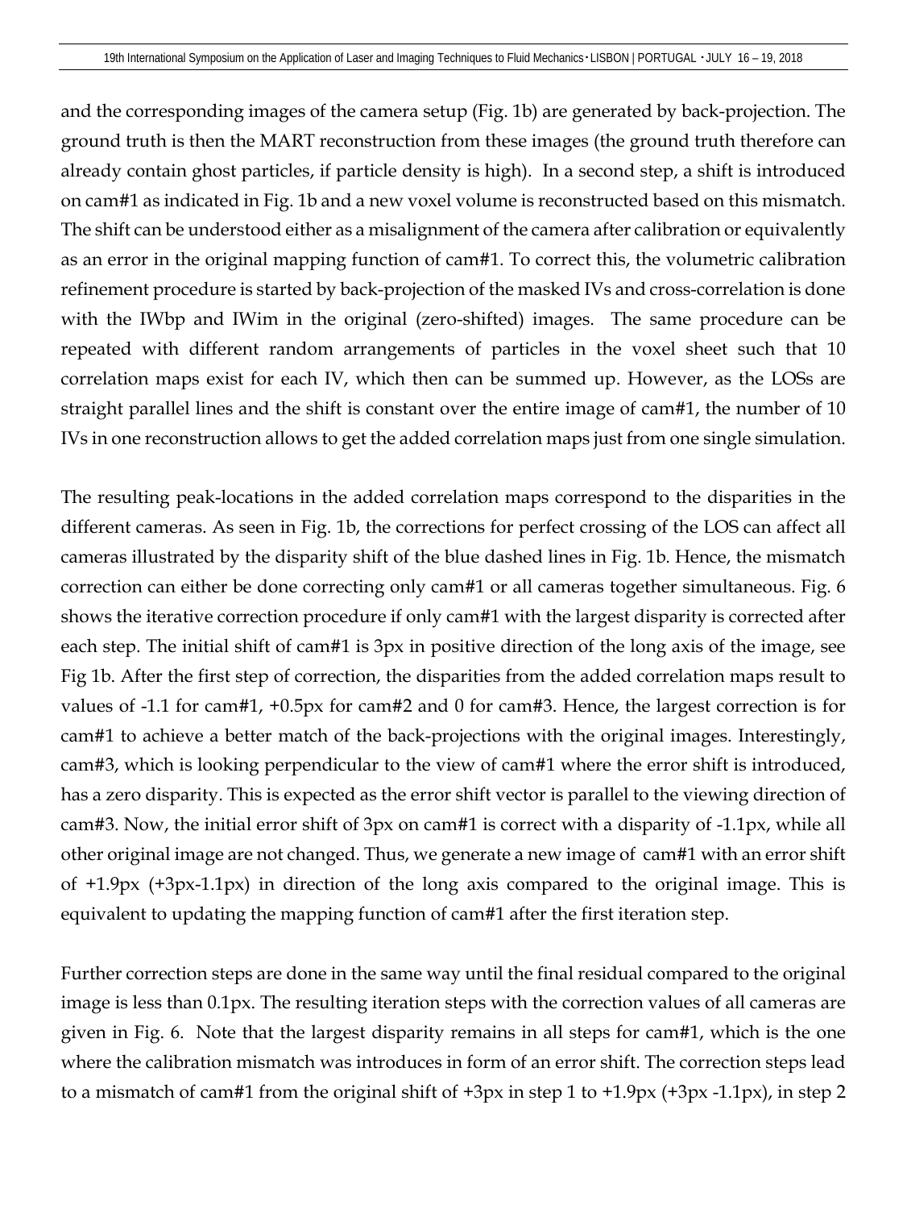and the corresponding images of the camera setup (Fig. 1b) are generated by back-projection. The ground truth is then the MART reconstruction from these images (the ground truth therefore can already contain ghost particles, if particle density is high). In a second step, a shift is introduced on cam#1 as indicated in Fig. 1b and a new voxel volume is reconstructed based on this mismatch. The shift can be understood either as a misalignment of the camera after calibration or equivalently as an error in the original mapping function of cam#1. To correct this, the volumetric calibration refinement procedure is started by back-projection of the masked IVs and cross-correlation is done with the IWbp and IWim in the original (zero-shifted) images. The same procedure can be repeated with different random arrangements of particles in the voxel sheet such that 10 correlation maps exist for each IV, which then can be summed up. However, as the LOSs are straight parallel lines and the shift is constant over the entire image of cam#1, the number of 10 IVs in one reconstruction allows to get the added correlation maps just from one single simulation.

The resulting peak-locations in the added correlation maps correspond to the disparities in the different cameras. As seen in Fig. 1b, the corrections for perfect crossing of the LOS can affect all cameras illustrated by the disparity shift of the blue dashed lines in Fig. 1b. Hence, the mismatch correction can either be done correcting only cam#1 or all cameras together simultaneous. Fig. 6 shows the iterative correction procedure if only cam#1 with the largest disparity is corrected after each step. The initial shift of cam#1 is 3px in positive direction of the long axis of the image, see Fig 1b. After the first step of correction, the disparities from the added correlation maps result to values of -1.1 for cam#1, +0.5px for cam#2 and 0 for cam#3. Hence, the largest correction is for cam#1 to achieve a better match of the back-projections with the original images. Interestingly, cam#3, which is looking perpendicular to the view of cam#1 where the error shift is introduced, has a zero disparity. This is expected as the error shift vector is parallel to the viewing direction of cam#3. Now, the initial error shift of 3px on cam#1 is correct with a disparity of -1.1px, while all other original image are not changed. Thus, we generate a new image of cam#1 with an error shift of +1.9px (+3px-1.1px) in direction of the long axis compared to the original image. This is equivalent to updating the mapping function of cam#1 after the first iteration step.

Further correction steps are done in the same way until the final residual compared to the original image is less than 0.1px. The resulting iteration steps with the correction values of all cameras are given in Fig. 6. Note that the largest disparity remains in all steps for cam#1, which is the one where the calibration mismatch was introduces in form of an error shift. The correction steps lead to a mismatch of cam#1 from the original shift of +3px in step 1 to +1.9px (+3px -1.1px), in step 2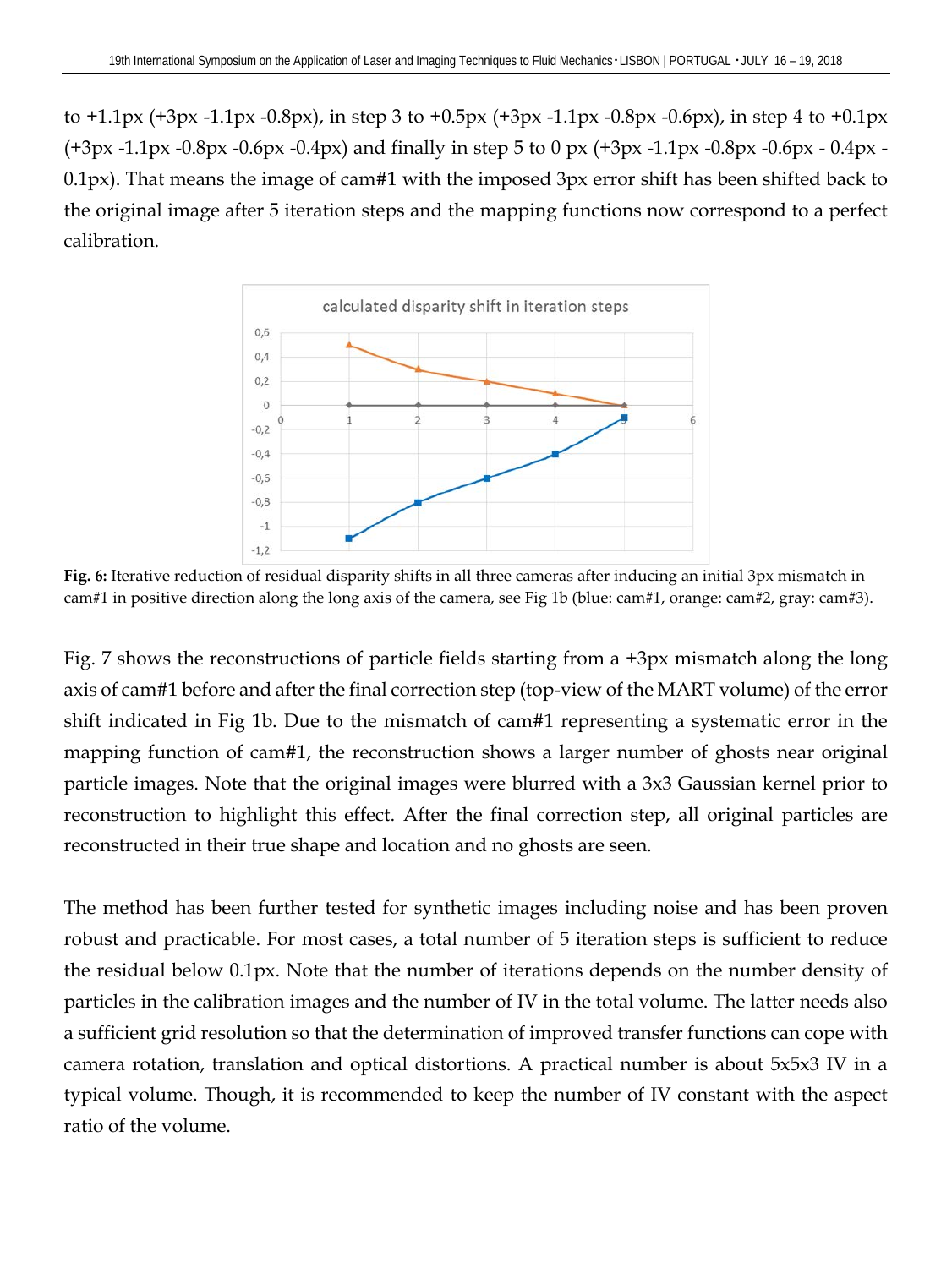to +1.1px (+3px -1.1px -0.8px), in step 3 to +0.5px (+3px -1.1px -0.8px -0.6px), in step 4 to +0.1px (+3px -1.1px -0.8px -0.6px -0.4px) and finally in step 5 to 0 px (+3px -1.1px -0.8px -0.6px - 0.4px - 0.1px). That means the image of cam#1 with the imposed 3px error shift has been shifted back to the original image after 5 iteration steps and the mapping functions now correspond to a perfect calibration.

**Fig. 6:** Iterative reduction of residual disparity shifts in all three cameras after inducing an initial 3px mismatch in cam#1 in positive direction along the long axis of the camera, see Fig 1b (blue: cam#1, orange: cam#2, gray: cam#3).

Fig. 7 shows the reconstructions of particle fields starting from a +3px mismatch along the long axis of cam#1 before and after the final correction step (top-view of the MART volume) of the error shift indicated in Fig 1b. Due to the mismatch of cam#1 representing a systematic error in the mapping function of cam#1, the reconstruction shows a larger number of ghosts near original particle images. Note that the original images were blurred with a 3x3 Gaussian kernel prior to reconstruction to highlight this effect. After the final correction step, all original particles are reconstructed in their true shape and location and no ghosts are seen.

The method has been further tested for synthetic images including noise and has been proven robust and practicable. For most cases, a total number of 5 iteration steps is sufficient to reduce the residual below 0.1px. Note that the number of iterations depends on the number density of particles in the calibration images and the number of IV in the total volume. The latter needs also a sufficient grid resolution so that the determination of improved transfer functions can cope with camera rotation, translation and optical distortions. A practical number is about 5x5x3 IV in a typical volume. Though, it is recommended to keep the number of IV constant with the aspect ratio of the volume.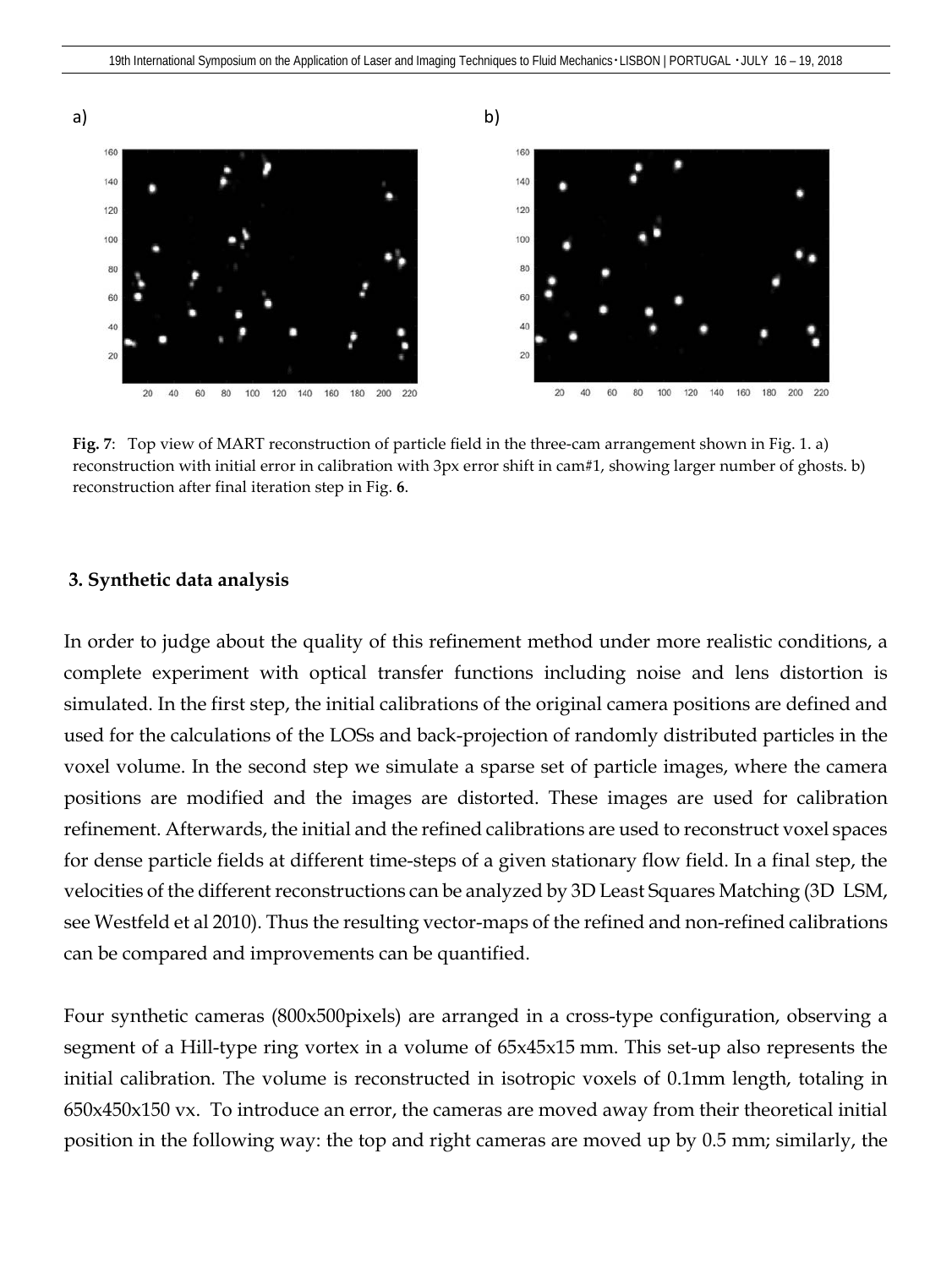a) b)

**Fig. 7**: Top view of MART reconstruction of particle field in the three-cam arrangement shown in Fig. 1. a) reconstruction with initial error in calibration with 3px error shift in cam#1, showing larger number of ghosts. b) reconstruction after final iteration step in Fig. **6**.

## 3. Synthetic data analysis

In order to judge about the quality of this refinement method under more realistic conditions, a complete experiment with optical transfer functions including noise and lens distortion is simulated. In the first step, the initial calibrations of the original camera positions are defined and used for the calculations of the LOSs and back-projection of randomly distributed particles in the voxel volume. In the second step we simulate a sparse set of particle images, where the camera positions are modified and the images are distorted. These images are used for calibration refinement. Afterwards, the initial and the refined calibrations are used to reconstruct voxel spaces for dense particle fields at different time-steps of a given stationary flow field. In a final step, the velocities of the different reconstructions can be analyzed by 3D Least Squares Matching (3D LSM, see Westfeld et al 2010). Thus the resulting vector-maps of the refined and non-refined calibrations can be compared and improvements can be quantified.

Four synthetic cameras (800x500pixels) are arranged in a cross-type configuration, observing a segment of a Hill-type ring vortex in a volume of 65x45x15 mm. This set-up also represents the initial calibration. The volume is reconstructed in isotropic voxels of 0.1mm length, totaling in 650x450x150 vx. To introduce an error, the cameras are moved away from their theoretical initial position in the following way: the top and right cameras are moved up by 0.5 mm; similarly, the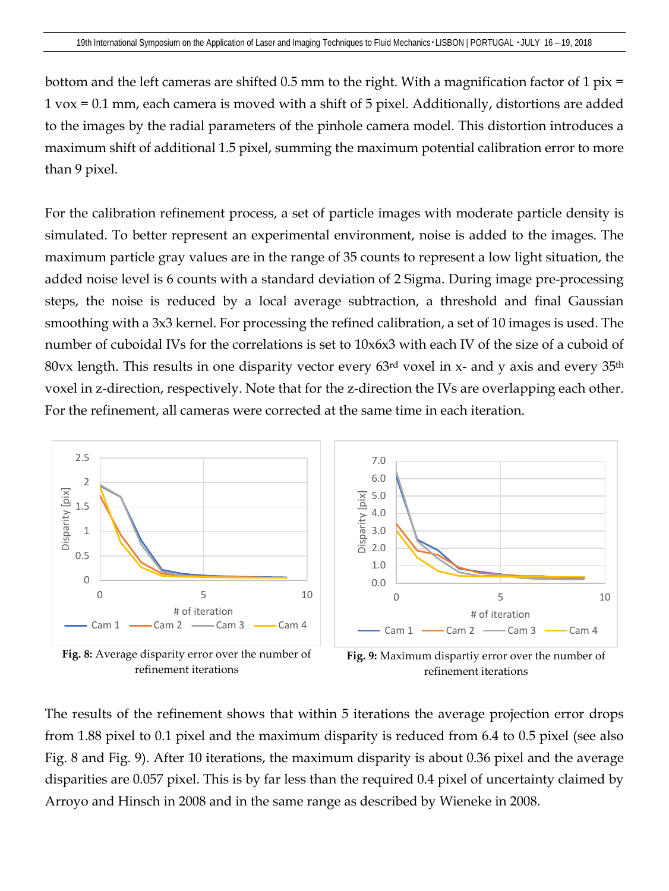bottom and the left cameras are shifted 0.5 mm to the right. With a magnification factor of 1 pix = 1 vox = 0.1 mm, each camera is moved with a shift of 5 pixel. Additionally, distortions are added to the images by the radial parameters of the pinhole camera model. This distortion introduces a maximum shift of additional 1.5 pixel, summing the maximum potential calibration error to more than 9 pixel.

For the calibration refinement process, a set of particle images with moderate particle density is simulated. To better represent an experimental environment, noise is added to the images. The maximum particle gray values are in the range of 35 counts to represent a low light situation, the added noise level is 6 counts with a standard deviation of 2 Sigma. During image pre-processing steps, the noise is reduced by a local average subtraction, a threshold and final Gaussian smoothing with a 3x3 kernel. For processing the refined calibration, a set of 10 images is used. The number of cuboidal IVs for the correlations is set to 10x6x3 with each IV of the size of a cuboid of 80vx length. This results in one disparity vector every 63rd voxel in x- and y axis and every 35th voxel in z-direction, respectively. Note that for the z-direction the IVs are overlapping each other. For the refinement, all cameras were corrected at the same time in each iteration.

**Fig. 8:** Average disparity error over the number of refinement iterations

**Fig. 9:** Maximum dispartiy error over the number of refinement iterations

The results of the refinement shows that within 5 iterations the average projection error drops from 1.88 pixel to 0.1 pixel and the maximum disparity is reduced from 6.4 to 0.5 pixel (see also Fig. 8 and Fig. 9). After 10 iterations, the maximum disparity is about 0.36 pixel and the average disparities are 0.057 pixel. This is by far less than the required 0.4 pixel of uncertainty claimed by Arroyo and Hinsch in 2008 and in the same range as described by Wieneke in 2008.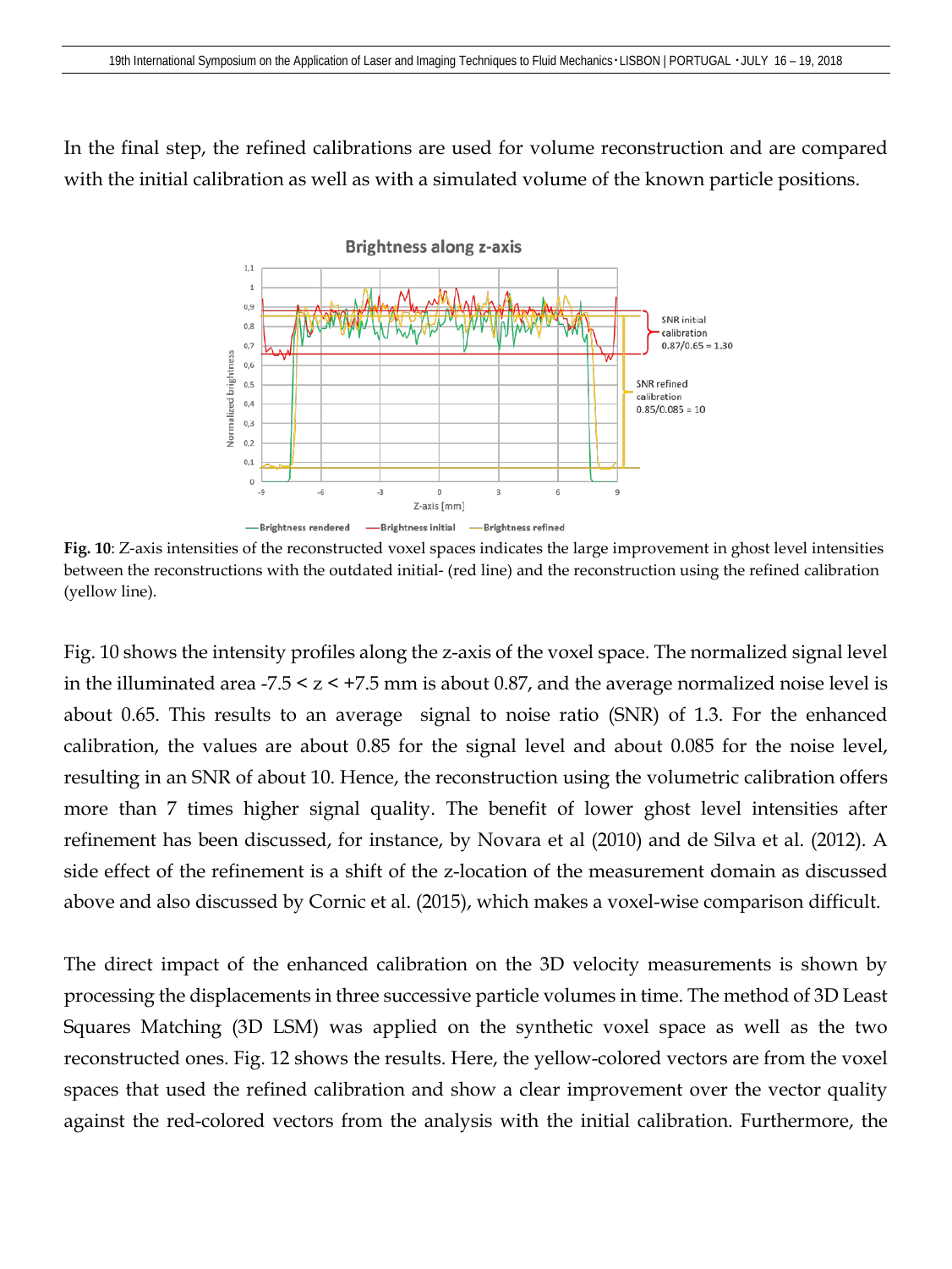In the final step, the refined calibrations are used for volume reconstruction and are compared with the initial calibration as well as with a simulated volume of the known particle positions.

**Fig. 10**: Z-axis intensities of the reconstructed voxel spaces indicates the large improvement in ghost level intensities between the reconstructions with the outdated initial- (red line) and the reconstruction using the refined calibration (yellow line).

Fig. 10 shows the intensity profiles along the z-axis of the voxel space. The normalized signal level in the illuminated area -7.5 < z < +7.5 mm is about 0.87, and the average normalized noise level is about 0.65. This results to an average signal to noise ratio (SNR) of 1.3. For the enhanced calibration, the values are about 0.85 for the signal level and about 0.085 for the noise level, resulting in an SNR of about 10. Hence, the reconstruction using the volumetric calibration offers more than 7 times higher signal quality. The benefit of lower ghost level intensities after refinement has been discussed, for instance, by Novara et al (2010) and de Silva et al. (2012). A side effect of the refinement is a shift of the z-location of the measurement domain as discussed above and also discussed by Cornic et al. (2015), which makes a voxel-wise comparison difficult.

The direct impact of the enhanced calibration on the 3D velocity measurements is shown by processing the displacements in three successive particle volumes in time. The method of 3D Least Squares Matching (3D LSM) was applied on the synthetic voxel space as well as the two reconstructed ones. Fig. 12 shows the results. Here, the yellow-colored vectors are from the voxel spaces that used the refined calibration and show a clear improvement over the vector quality against the red-colored vectors from the analysis with the initial calibration. Furthermore, the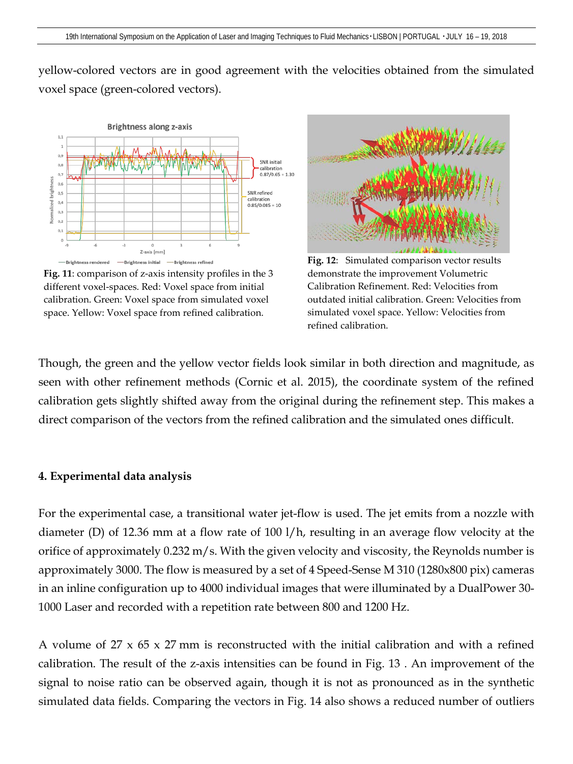yellow-colored vectors are in good agreement with the velocities obtained from the simulated voxel space (green-colored vectors).

**Fig. 11**: comparison of z-axis intensity profiles in the 3 different voxel-spaces. Red: Voxel space from initial calibration. Green: Voxel space from simulated voxel space. Yellow: Voxel space from refined calibration.

**Fig. 12**: Simulated comparison vector results demonstrate the improvement Volumetric Calibration Refinement. Red: Velocities from outdated initial calibration. Green: Velocities from simulated voxel space. Yellow: Velocities from refined calibration.

Though, the green and the yellow vector fields look similar in both direction and magnitude, as seen with other refinement methods (Cornic et al. 2015), the coordinate system of the refined calibration gets slightly shifted away from the original during the refinement step. This makes a direct comparison of the vectors from the refined calibration and the simulated ones difficult.

## 4. Experimental data analysis

For the experimental case, a transitional water jet-flow is used. The jet emits from a nozzle with diameter (D) of 12.36 mm at a flow rate of 100 l/h, resulting in an average flow velocity at the orifice of approximately 0.232 m/s. With the given velocity and viscosity, the Reynolds number is approximately 3000. The flow is measured by a set of 4 Speed-Sense M 310 (1280x800 pix) cameras in an inline configuration up to 4000 individual images that were illuminated by a DualPower 30-1000 Laser and recorded with a repetition rate between 800 and 1200 Hz.

A volume of 27 x 65 x 27 mm is reconstructed with the initial calibration and with a refined calibration. The result of the z-axis intensities can be found in Fig. 13 . An improvement of the signal to noise ratio can be observed again, though it is not as pronounced as in the synthetic simulated data fields. Comparing the vectors in Fig. 14 also shows a reduced number of outliers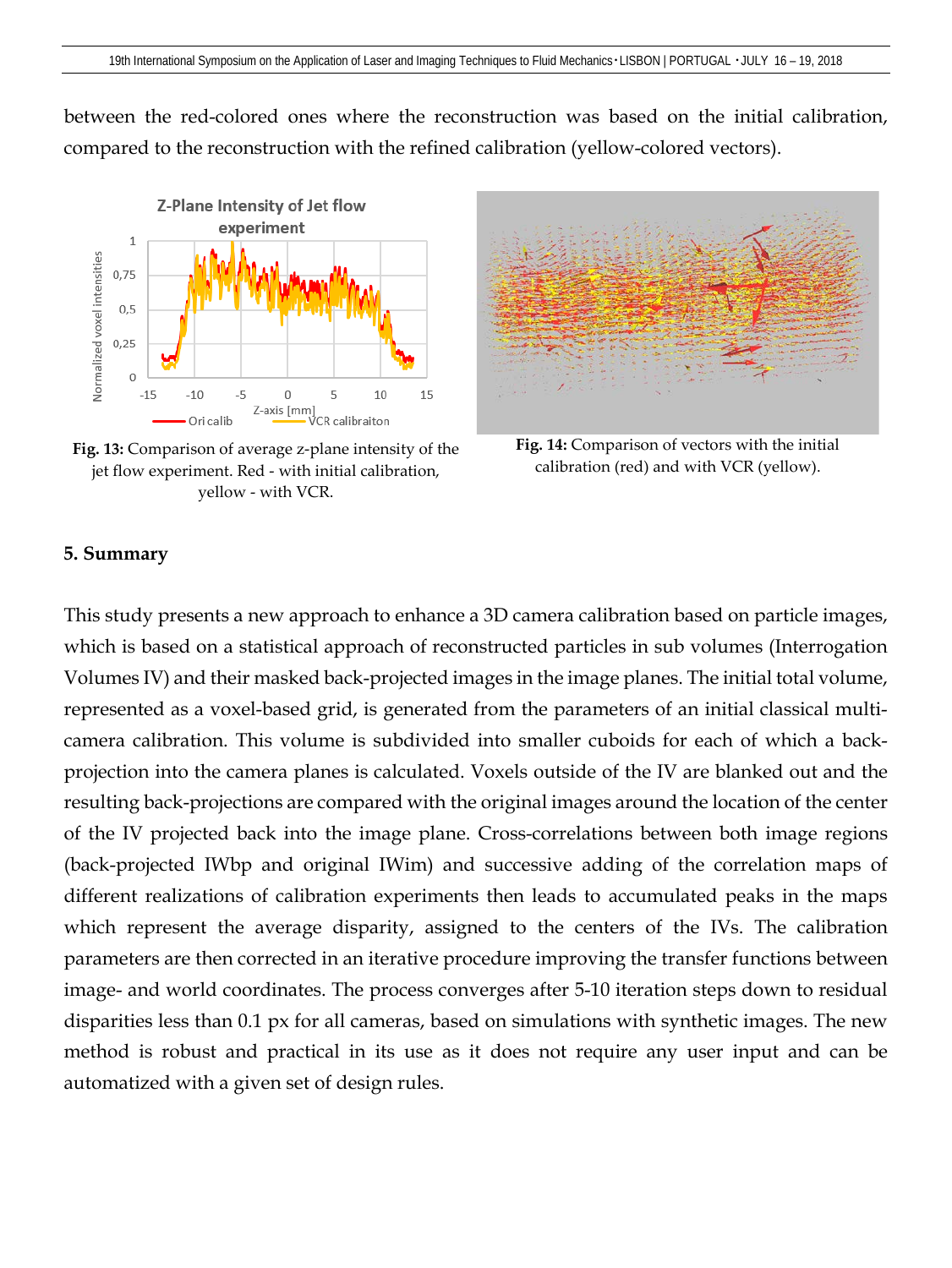between the red-colored ones where the reconstruction was based on the initial calibration, compared to the reconstruction with the refined calibration (yellow-colored vectors).

**Fig. 13:** Comparison of average z-plane intensity of the jet flow experiment. Red - with initial calibration, yellow - with VCR.

**Fig. 14:** Comparison of vectors with the initial calibration (red) and with VCR (yellow).

## 5. Summary

This study presents a new approach to enhance a 3D camera calibration based on particle images, which is based on a statistical approach of reconstructed particles in sub volumes (Interrogation Volumes IV) and their masked back-projected images in the image planes. The initial total volume, represented as a voxel-based grid, is generated from the parameters of an initial classical multi-camera calibration. This volume is subdivided into smaller cuboids for each of which a back-projection into the camera planes is calculated. Voxels outside of the IV are blanked out and the resulting back-projections are compared with the original images around the location of the center of the IV projected back into the image plane. Cross-correlations between both image regions (back-projected IWbp and original IWim) and successive adding of the correlation maps of different realizations of calibration experiments then leads to accumulated peaks in the maps which represent the average disparity, assigned to the centers of the IVs. The calibration parameters are then corrected in an iterative procedure improving the transfer functions between image- and world coordinates. The process converges after 5-10 iteration steps down to residual disparities less than 0.1 px for all cameras, based on simulations with synthetic images. The new method is robust and practical in its use as it does not require any user input and can be automatized with a given set of design rules.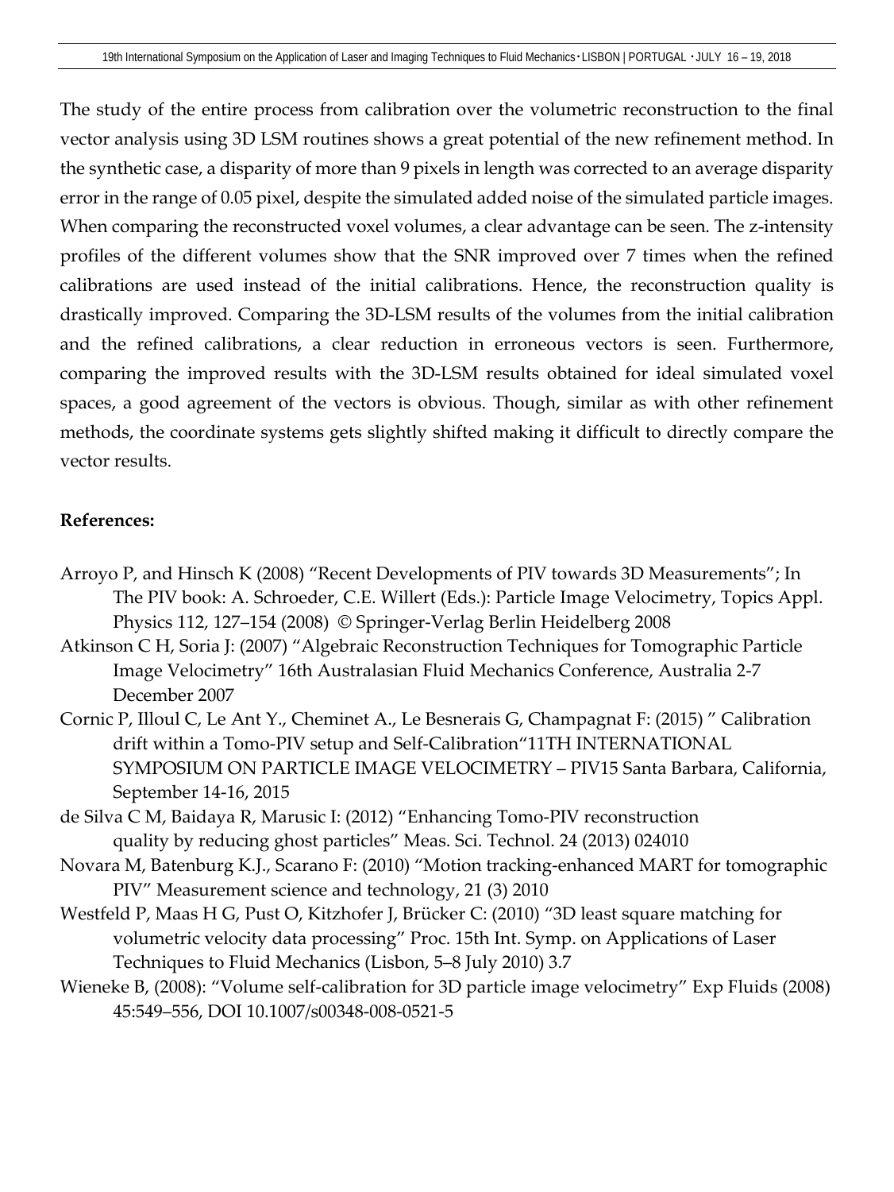The study of the entire process from calibration over the volumetric reconstruction to the final vector analysis using 3D LSM routines shows a great potential of the new refinement method. In the synthetic case, a disparity of more than 9 pixels in length was corrected to an average disparity error in the range of 0.05 pixel, despite the simulated added noise of the simulated particle images. When comparing the reconstructed voxel volumes, a clear advantage can be seen. The z-intensity profiles of the different volumes show that the SNR improved over 7 times when the refined calibrations are used instead of the initial calibrations. Hence, the reconstruction quality is drastically improved. Comparing the 3D-LSM results of the volumes from the initial calibration and the refined calibrations, a clear reduction in erroneous vectors is seen. Furthermore, comparing the improved results with the 3D-LSM results obtained for ideal simulated voxel spaces, a good agreement of the vectors is obvious. Though, similar as with other refinement methods, the coordinate systems gets slightly shifted making it difficult to directly compare the vector results.

**References:**

Arroyo P, and Hinsch K (2008) "Recent Developments of PIV towards 3D Measurements"; In The PIV book: A. Schroeder, C.E. Willert (Eds.): Particle Image Velocimetry, Topics Appl. Physics 112, 127–154 (2008) © Springer-Verlag Berlin Heidelberg 2008

Atkinson C H, Soria J: (2007) "Algebraic Reconstruction Techniques for Tomographic Particle Image Velocimetry" 16th Australasian Fluid Mechanics Conference, Australia 2-7 December 2007

Cornic P, Illoul C, Le Ant Y., Cheminet A., Le Besnerais G, Champagnat F: (2015) " Calibration drift within a Tomo-PIV setup and Self-Calibration"11TH INTERNATIONAL SYMPOSIUM ON PARTICLE IMAGE VELOCIMETRY – PIV15 Santa Barbara, California, September 14-16, 2015

de Silva C M, Baidaya R, Marusic I: (2012) "Enhancing Tomo-PIV reconstruction quality by reducing ghost particles" Meas. Sci. Technol. 24 (2013) 024010

Novara M, Batenburg K.J., Scarano F: (2010) "Motion tracking-enhanced MART for tomographic PIV" Measurement science and technology, 21 (3) 2010

Westfeld P, Maas H G, Pust O, Kitzhofer J, Brücker C: (2010) "3D least square matching for volumetric velocity data processing" Proc. 15th Int. Symp. on Applications of Laser Techniques to Fluid Mechanics (Lisbon, 5–8 July 2010) 3.7

Wieneke B, (2008): "Volume self-calibration for 3D particle image velocimetry" Exp Fluids (2008) 45:549–556, DOI 10.1007/s00348-008-0521-5